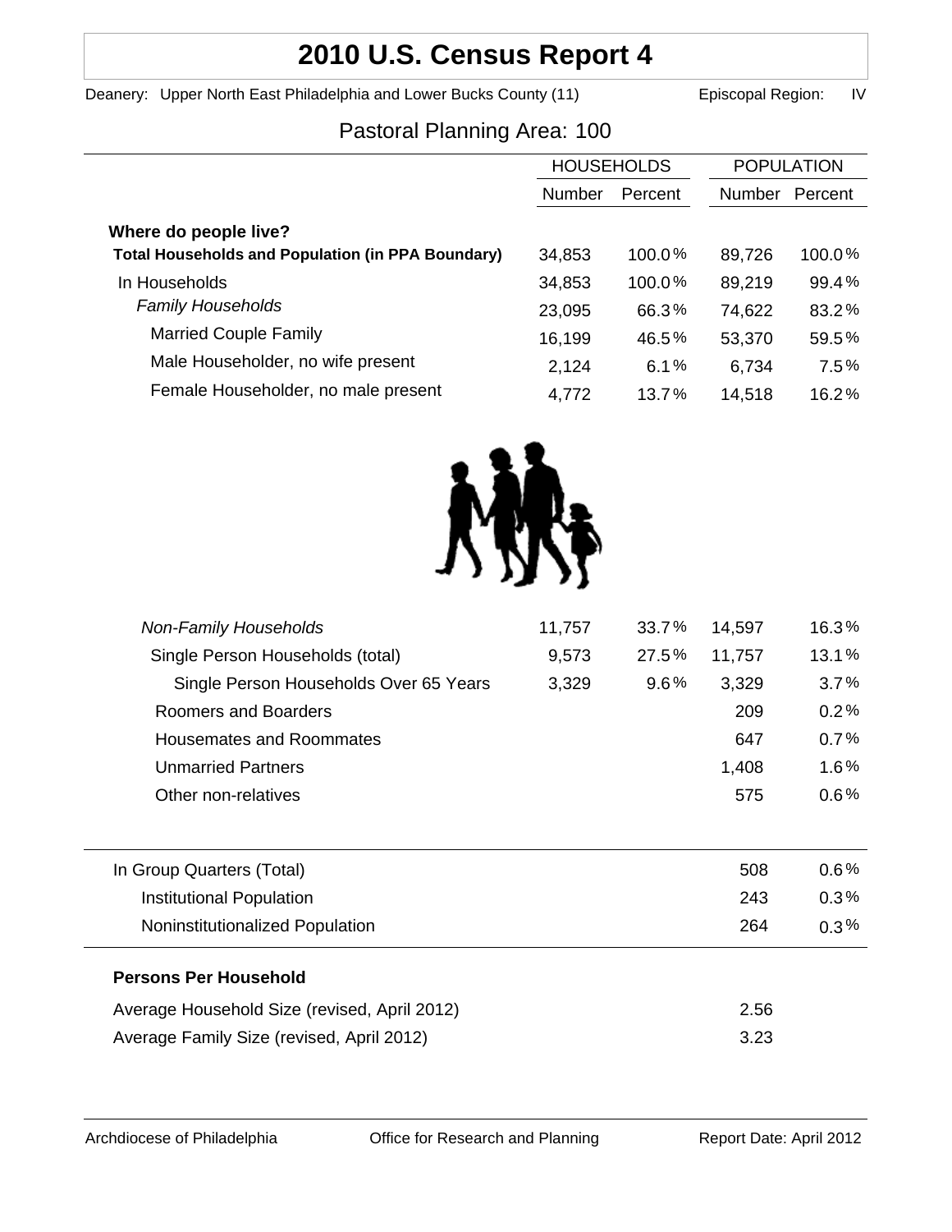# 2010 U.S. Census Report 4

Deanery: Upper North East Philadelphia and Lower Bucks County (11) Episcopal Region: IV

## Pastoral Planning Area: 100

| | HOUSEHOLDS | | POPULATION | |
|---|---|---|---|---|
| | Number | Percent | Number | Percent |
| **Where do people live?** | | | | |
| **Total Households and Population (in PPA Boundary)** | 34,853 | 100.0% | 89,726 | 100.0% |
| In Households | 34,853 | 100.0% | 89,219 | 99.4% |
| *Family Households* | 23,095 | 66.3% | 74,622 | 83.2% |
| Married Couple Family | 16,199 | 46.5% | 53,370 | 59.5% |
| Male Householder, no wife present | 2,124 | 6.1% | 6,734 | 7.5% |
| Female Householder, no male present | 4,772 | 13.7% | 14,518 | 16.2% |
| *Non-Family Households* | 11,757 | 33.7% | 14,597 | 16.3% |
| Single Person Households (total) | 9,573 | 27.5% | 11,757 | 13.1% |
| Single Person Households Over 65 Years | 3,329 | 9.6% | 3,329 | 3.7% |
| Roomers and Boarders | | | 209 | 0.2% |
| Housemates and Roommates | | | 647 | 0.7% |
| Unmarried Partners | | | 1,408 | 1.6% |
| Other non-relatives | | | 575 | 0.6% |
| In Group Quarters (Total) | | | 508 | 0.6% |
| Institutional Population | | | 243 | 0.3% |
| Noninstitutionalized Population | | | 264 | 0.3% |

**Persons Per Household**

| | |
|---|---|
| Average Household Size (revised, April 2012) | 2.56 |
| Average Family Size (revised, April 2012) | 3.23 |

Archdiocese of Philadelphia Office for Research and Planning Report Date: April 2012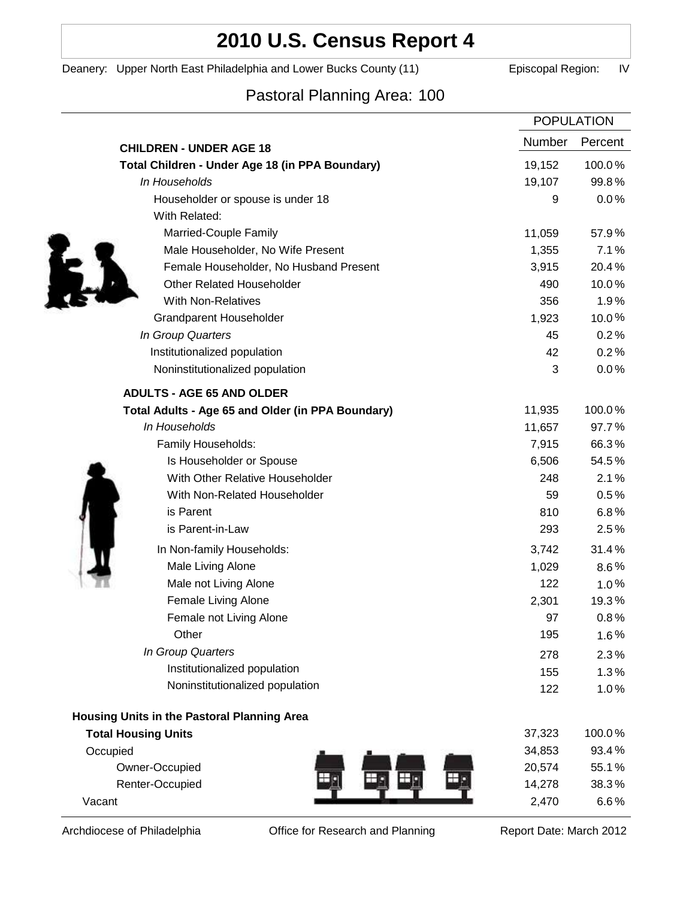# 2010 U.S. Census Report 4

Deanery: Upper North East Philadelphia and Lower Bucks County (11) Episcopal Region: IV

## Pastoral Planning Area: 100

| | POPULATION | |
|---|---|---|
| | Number | Percent |
| **CHILDREN - UNDER AGE 18** | | |
| **Total Children - Under Age 18 (in PPA Boundary)** | 19,152 | 100.0% |
| *In Households* | 19,107 | 99.8% |
| Householder or spouse is under 18 | 9 | 0.0% |
| With Related: | | |
| Married-Couple Family | 11,059 | 57.9% |
| Male Householder, No Wife Present | 1,355 | 7.1% |
| Female Householder, No Husband Present | 3,915 | 20.4% |
| Other Related Householder | 490 | 10.0% |
| With Non-Relatives | 356 | 1.9% |
| Grandparent Householder | 1,923 | 10.0% |
| *In Group Quarters* | 45 | 0.2% |
| Institutionalized population | 42 | 0.2% |
| Noninstitutionalized population | 3 | 0.0% |
| **ADULTS - AGE 65 AND OLDER** | | |
| **Total Adults - Age 65 and Older (in PPA Boundary)** | 11,935 | 100.0% |
| *In Households* | 11,657 | 97.7% |
| Family Households: | 7,915 | 66.3% |
| Is Householder or Spouse | 6,506 | 54.5% |
| With Other Relative Householder | 248 | 2.1% |
| With Non-Related Householder | 59 | 0.5% |
| is Parent | 810 | 6.8% |
| is Parent-in-Law | 293 | 2.5% |
| In Non-family Households: | 3,742 | 31.4% |
| Male Living Alone | 1,029 | 8.6% |
| Male not Living Alone | 122 | 1.0% |
| Female Living Alone | 2,301 | 19.3% |
| Female not Living Alone | 97 | 0.8% |
| Other | 195 | 1.6% |
| *In Group Quarters* | 278 | 2.3% |
| Institutionalized population | 155 | 1.3% |
| Noninstitutionalized population | 122 | 1.0% |
| **Housing Units in the Pastoral Planning Area** | | |
| **Total Housing Units** | 37,323 | 100.0% |
| Occupied | 34,853 | 93.4% |
| Owner-Occupied | 20,574 | 55.1% |
| Renter-Occupied | 14,278 | 38.3% |
| Vacant | 2,470 | 6.6% |

Archdiocese of Philadelphia Office for Research and Planning Report Date: March 2012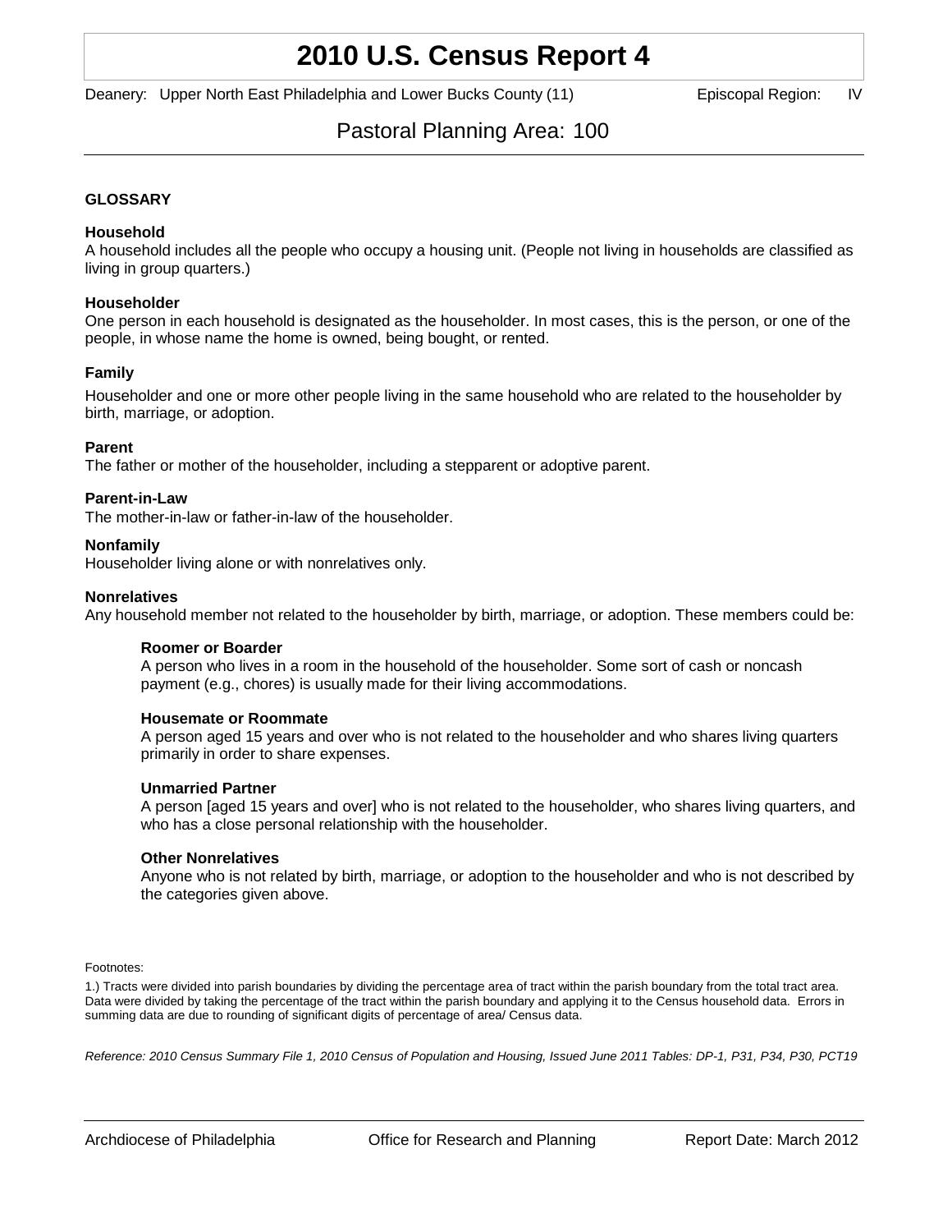# 2010 U.S. Census Report 4

Deanery: Upper North East Philadelphia and Lower Bucks County (11) Episcopal Region: IV

## Pastoral Planning Area: 100

### GLOSSARY

**Household**
A household includes all the people who occupy a housing unit. (People not living in households are classified as living in group quarters.)

**Householder**
One person in each household is designated as the householder. In most cases, this is the person, or one of the people, in whose name the home is owned, being bought, or rented.

**Family**
Householder and one or more other people living in the same household who are related to the householder by birth, marriage, or adoption.

**Parent**
The father or mother of the householder, including a stepparent or adoptive parent.

**Parent-in-Law**
The mother-in-law or father-in-law of the householder.

**Nonfamily**
Householder living alone or with nonrelatives only.

**Nonrelatives**
Any household member not related to the householder by birth, marriage, or adoption. These members could be:

> **Roomer or Boarder**
> A person who lives in a room in the household of the householder. Some sort of cash or noncash payment (e.g., chores) is usually made for their living accommodations.
>
> **Housemate or Roommate**
> A person aged 15 years and over who is not related to the householder and who shares living quarters primarily in order to share expenses.
>
> **Unmarried Partner**
> A person [aged 15 years and over] who is not related to the householder, who shares living quarters, and who has a close personal relationship with the householder.
>
> **Other Nonrelatives**
> Anyone who is not related by birth, marriage, or adoption to the householder and who is not described by the categories given above.

Footnotes:

1.) Tracts were divided into parish boundaries by dividing the percentage area of tract within the parish boundary from the total tract area. Data were divided by taking the percentage of the tract within the parish boundary and applying it to the Census household data. Errors in summing data are due to rounding of significant digits of percentage of area/ Census data.

*Reference: 2010 Census Summary File 1, 2010 Census of Population and Housing, Issued June 2011 Tables: DP-1, P31, P34, P30, PCT19*

Archdiocese of Philadelphia Office for Research and Planning Report Date: March 2012